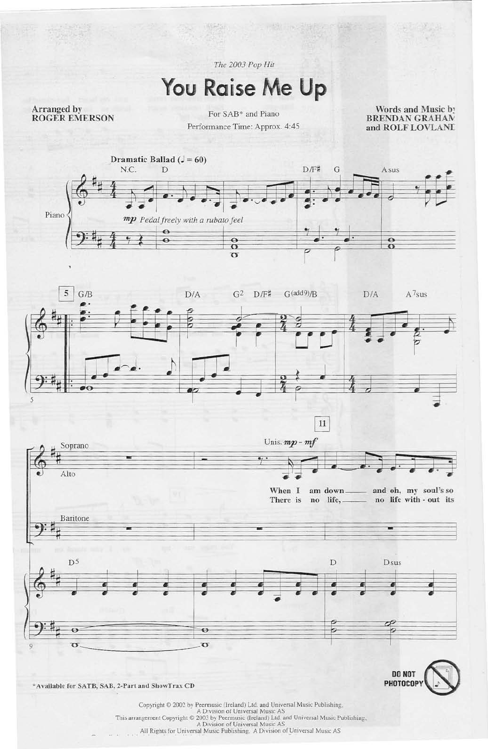*The 2003 Pop Hit*

# You Raise Me Up

Arranged by
**ROGER EMERSON**

For SAB* and Piano

Performance Time: Approx. 4:45

Words and Music by
**BRENDAN GRAHAM**
**and ROLF LOVLAND**

**Dramatic Ballad (♩ = 60)**

*mp Pedal freely with a rubato feel*

Unis. *mp - mf*

When I am down___ and oh, my soul's so
There is no life,___ no life with - out its

*Available for SATB, SAB, 2-Part and ShowTrax CD

DO NOT PHOTOCOPY

Copyright © 2002 by Peermusic (Ireland) Ltd. and Universal Music Publishing,
A Division of Universal Music AS
This arrangement Copyright © 2003 by Peermusic (Ireland) Ltd. and Universal Music Publishing,
A Division of Universal Music AS
All Rights for Universal Music Publishing, A Division of Universal Music AS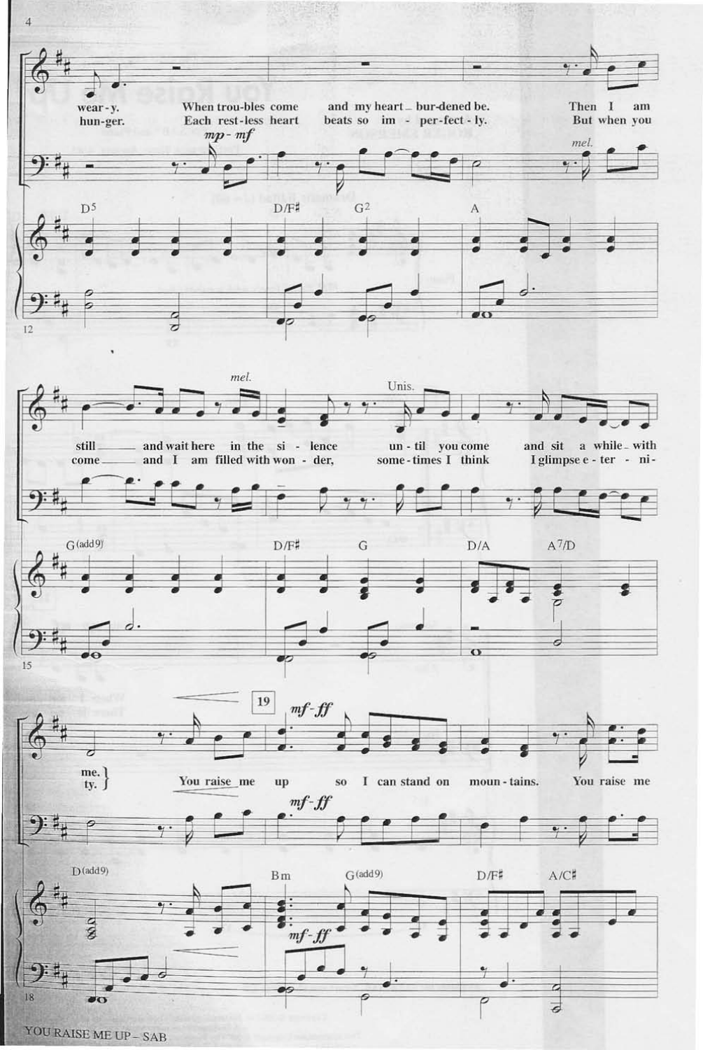wear - y. When trou - bles come and my heart bur - dened be. Then I am still and wait here in the si - lence un - til you come and sit a while with me.

hun - ger. Each rest - less heart beats so im - per - fect - ly. But when you come and I am filled with won - der, some - times I think I glimpse e - ter - ni - ty.

You raise me up so I can stand on moun - tains. You raise me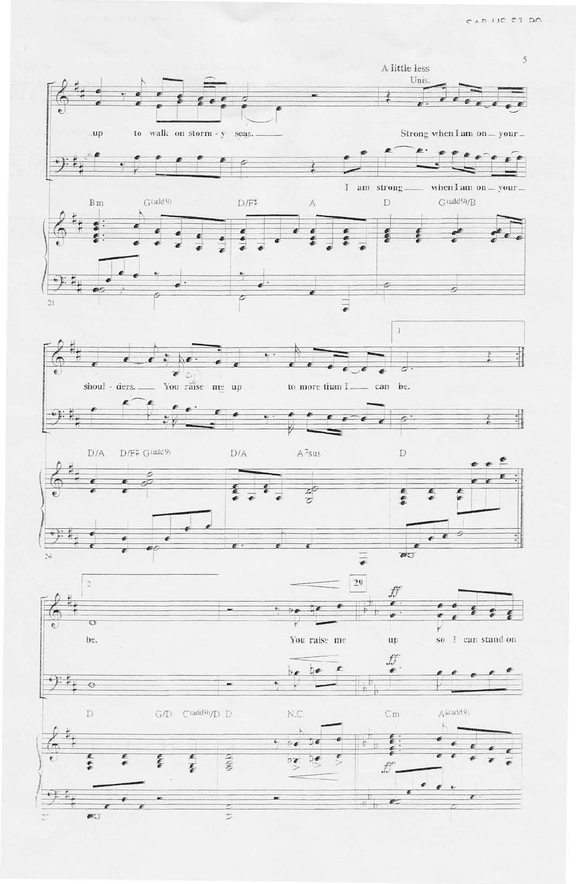A little less

Unis.

up to walk on storm - y seas. Strong when I am on your

I am strong when I am on your

Bm G(add9) D/F♯ A D G(add9)/B

shoul - ders. You raise me up to more than I can be.

D/A D/F♯ G(add9) D/A A7sus D

be. You raise me up so I can stand on

D G/D C(add9)/D D N.C. Cm A♭(add9)

29

ff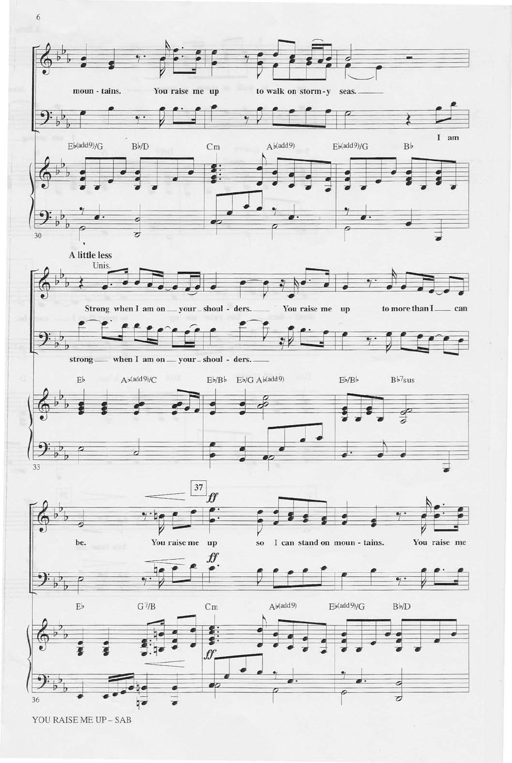moun - tains. You raise me up to walk on storm - y seas.

I am

E♭(add9)/G B♭/D Cm A♭(add9) E♭(add9)/G B♭

30

**A little less**

Unis.

Strong when I am on your shoul - ders. You raise me up to more than I can

strong when I am on your shoul - ders.

E♭ A♭(add9)/C E♭/B♭ E♭/G A♭(add9) E♭/B♭ B♭7sus

33

37

*ff*

be. You raise me up so I can stand on moun - tains. You raise me

E♭ G7/B Cm A♭(add9) E♭(add9)/G B♭/D

36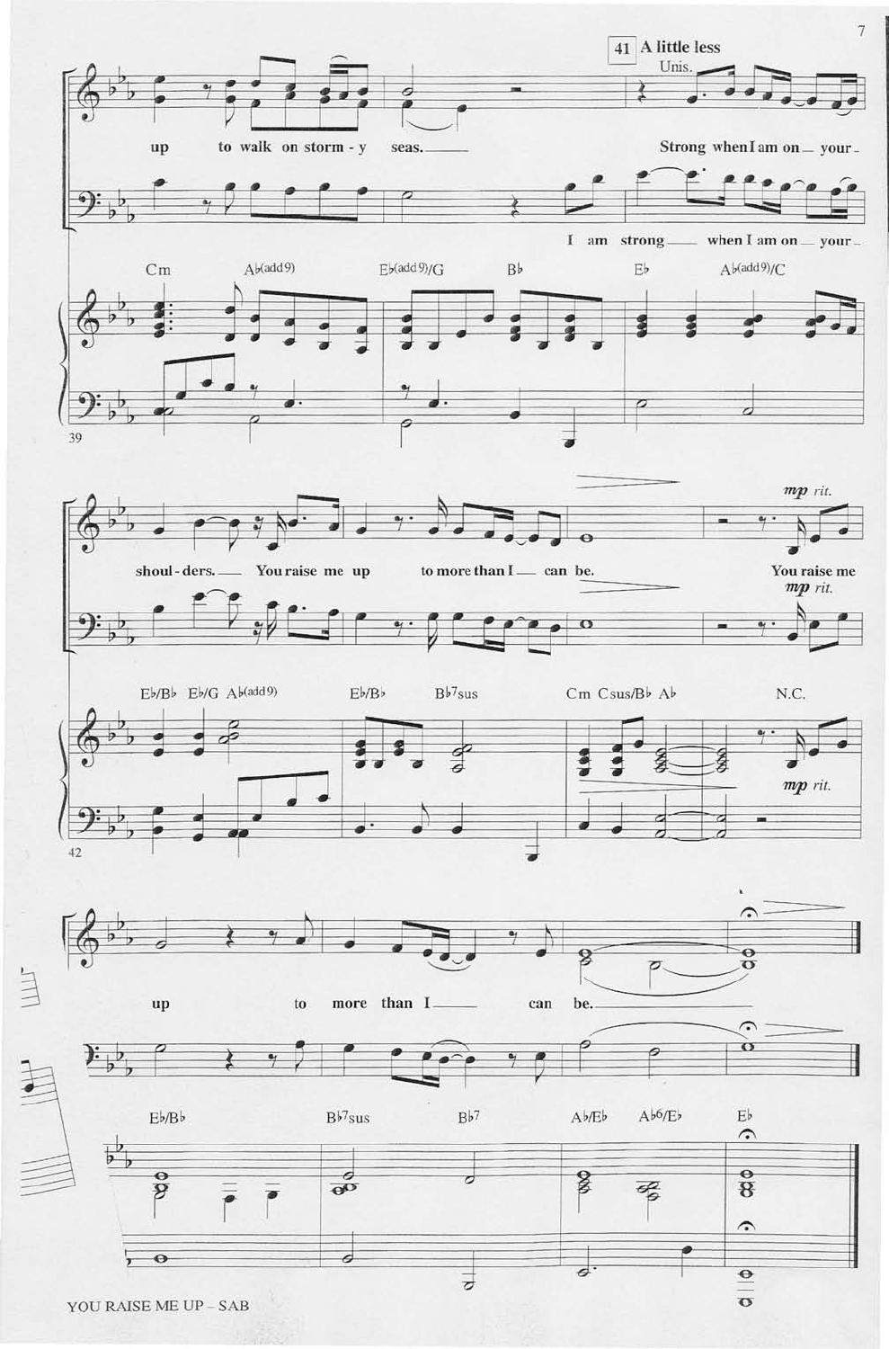41 A little less

Unis.

up to walk on storm - y seas.

Strong when I am on your

I am strong when I am on your

Cm A♭(add9) E♭(add9)/G B♭ E♭ A♭(add9)/C

shoul - ders. You raise me up to more than I can be.

*mp rit.*

You raise me

E♭/B♭ E♭/G A♭(add9) E♭/B♭ B♭7sus Cm Csus/B♭ A♭ N.C.

up to more than I can be.

E♭/B♭ B♭7sus B♭7 A♭/E♭ A♭6/E♭ E♭

YOU RAISE ME UP – SAB